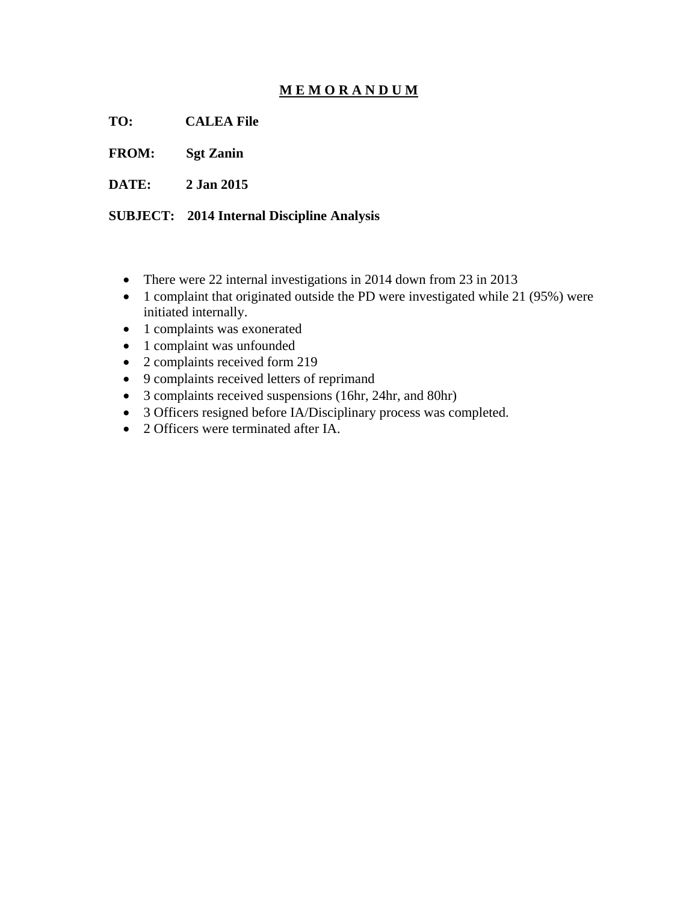# M E M O R A N D U M

**TO:** **CALEA File**

**FROM:** **Sgt Zanin**

**DATE:** **2 Jan 2015**

**SUBJECT:** **2014 Internal Discipline Analysis**

- There were 22 internal investigations in 2014 down from 23 in 2013
- 1 complaint that originated outside the PD were investigated while 21 (95%) were initiated internally.
- 1 complaints was exonerated
- 1 complaint was unfounded
- 2 complaints received form 219
- 9 complaints received letters of reprimand
- 3 complaints received suspensions (16hr, 24hr, and 80hr)
- 3 Officers resigned before IA/Disciplinary process was completed.
- 2 Officers were terminated after IA.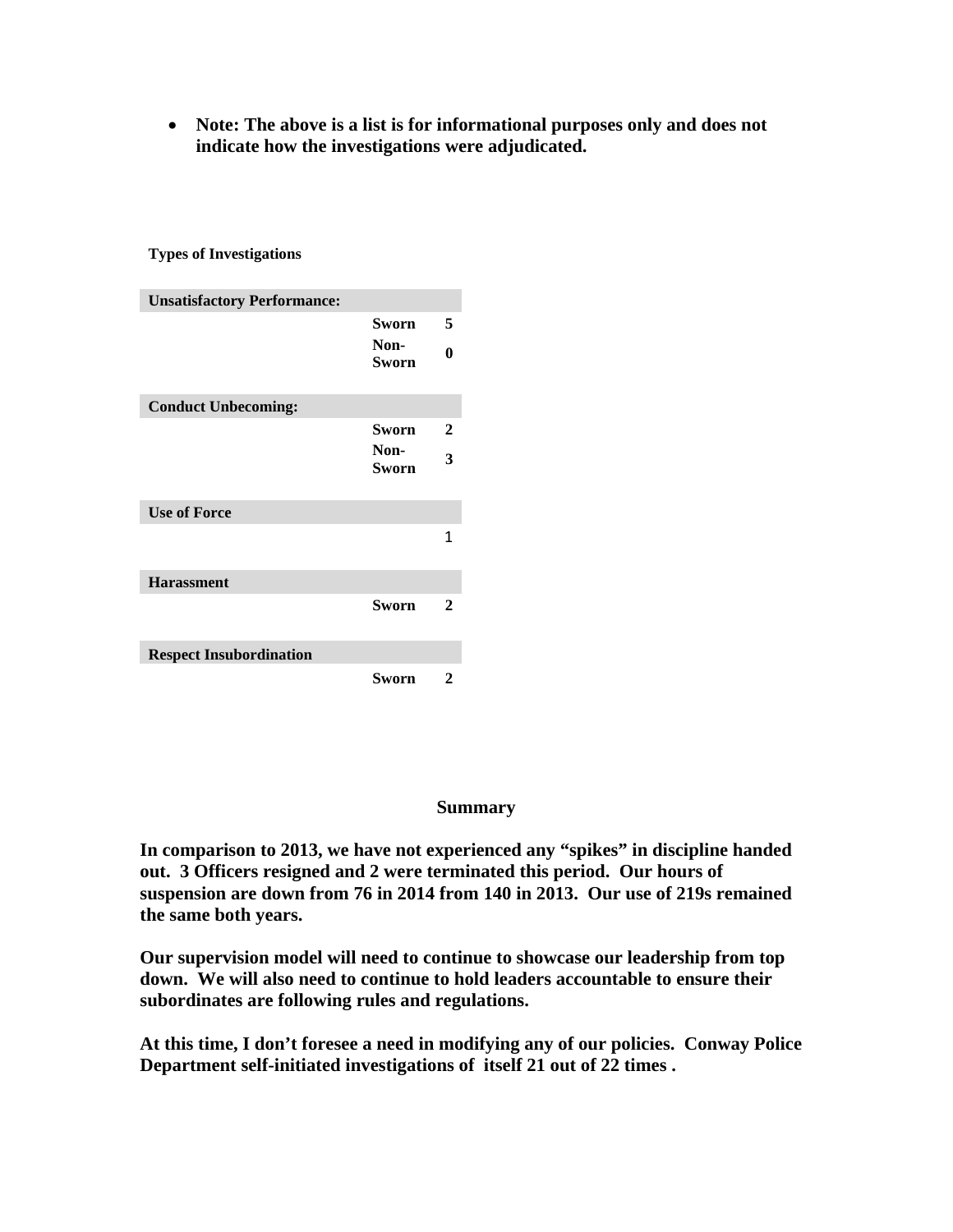- **Note: The above is a list is for informational purposes only and does not indicate how the investigations were adjudicated.**

**Types of Investigations**

| | | |
|---|---|---|
| **Unsatisfactory Performance:** | | |
| | **Sworn** | **5** |
| | **Non-Sworn** | **0** |
| **Conduct Unbecoming:** | | |
| | **Sworn** | **2** |
| | **Non-Sworn** | **3** |
| **Use of Force** | | |
| | | 1 |
| **Harassment** | | |
| | **Sworn** | **2** |
| **Respect Insubordination** | | |
| | **Sworn** | **2** |

## Summary

**In comparison to 2013, we have not experienced any "spikes" in discipline handed out. 3 Officers resigned and 2 were terminated this period. Our hours of suspension are down from 76 in 2014 from 140 in 2013. Our use of 219s remained the same both years.**

**Our supervision model will need to continue to showcase our leadership from top down. We will also need to continue to hold leaders accountable to ensure their subordinates are following rules and regulations.**

**At this time, I don't foresee a need in modifying any of our policies. Conway Police Department self-initiated investigations of itself 21 out of 22 times .**